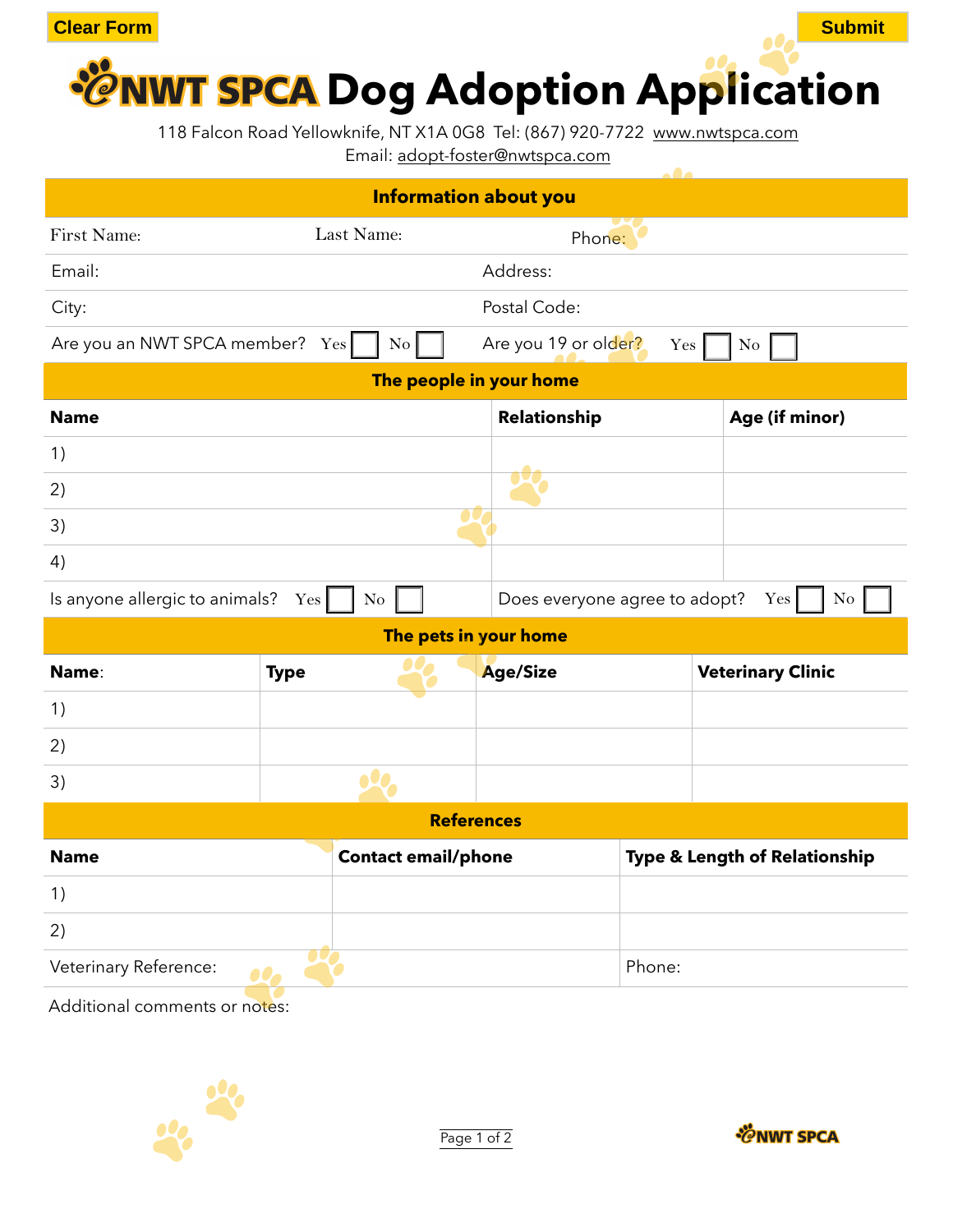Clear Form | Submit

# NWT SPCA Dog Adoption Application

118 Falcon Road Yellowknife, NT X1A 0G8 Tel: (867) 920-7722 www.nwtspca.com
Email: adopt-foster@nwtspca.com

## Information about you

| First Name: | Last Name: | Phone: |
|---|---|---|

| Email: | Address: |
|---|---|
| City: | Postal Code: |
| Are you an NWT SPCA member? Yes ☐ No ☐ | Are you 19 or older? Yes ☐ No ☐ |

## The people in your home

| Name | Relationship | Age (if minor) |
|---|---|---|
| 1) | | |
| 2) | | |
| 3) | | |
| 4) | | |

Is anyone allergic to animals? Yes ☐ No ☐ Does everyone agree to adopt? Yes ☐ No ☐

## The pets in your home

| Name: | Type | Age/Size | Veterinary Clinic |
|---|---|---|---|
| 1) | | | |
| 2) | | | |
| 3) | | | |

## References

| Name | Contact email/phone | Type & Length of Relationship |
|---|---|---|
| 1) | | |
| 2) | | |
| Veterinary Reference: | | Phone: |

Additional comments or notes: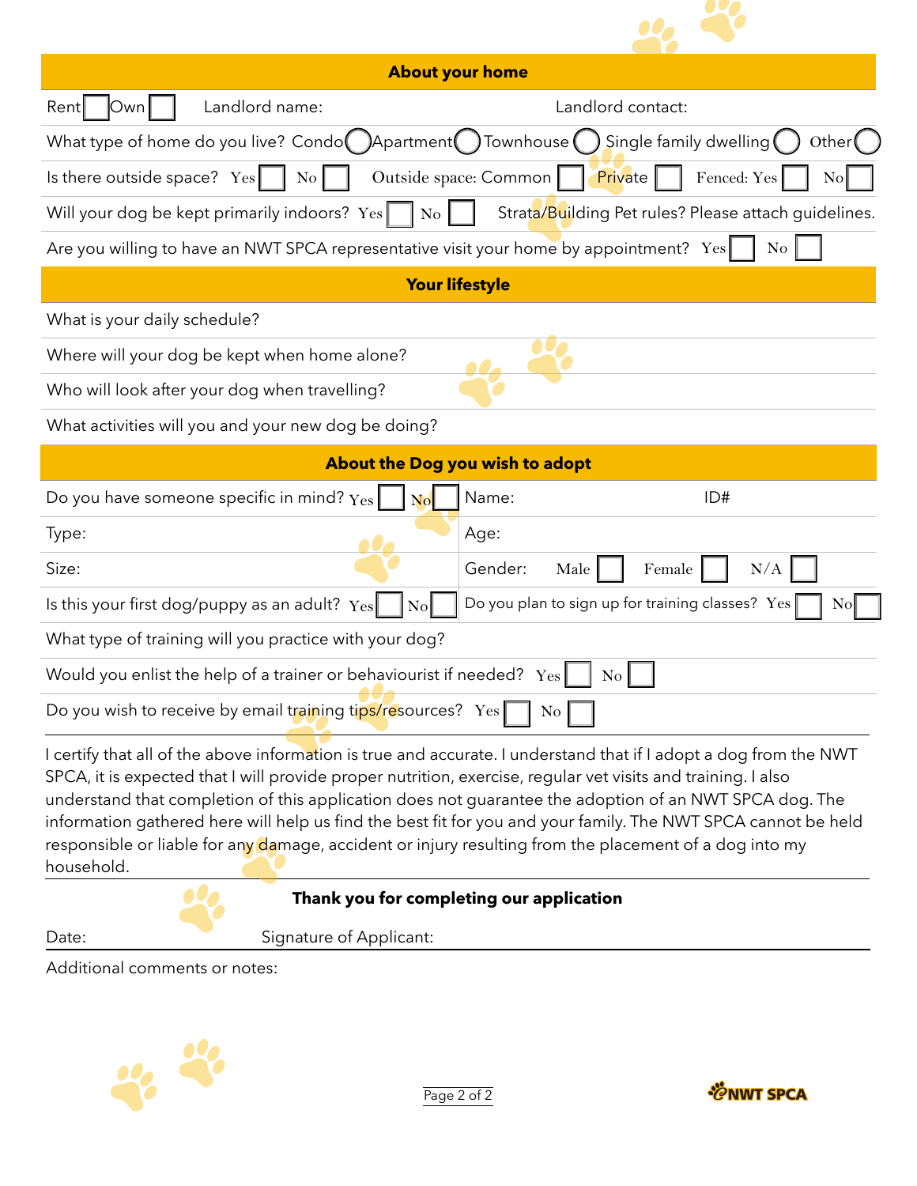## About your home

Rent ☐ Own ☐ Landlord name: Landlord contact:

What type of home do you live? Condo ◯ Apartment ◯ Townhouse ◯ Single family dwelling ◯ Other ◯

Is there outside space? Yes ☐ No ☐ Outside space: Common ☐ Private ☐ Fenced: Yes ☐ No ☐

Will your dog be kept primarily indoors? Yes ☐ No ☐ Strata/Building Pet rules? Please attach guidelines.

Are you willing to have an NWT SPCA representative visit your home by appointment? Yes ☐ No ☐

## Your lifestyle

What is your daily schedule?

Where will your dog be kept when home alone?

Who will look after your dog when travelling?

What activities will you and your new dog be doing?

## About the Dog you wish to adopt

Do you have someone specific in mind? Yes ☐ No ☐ Name: ID#

Type: Age:

Size: Gender: Male ☐ Female ☐ N/A ☐

Is this your first dog/puppy as an adult? Yes ☐ No ☐ Do you plan to sign up for training classes? Yes ☐ No ☐

What type of training will you practice with your dog?

Would you enlist the help of a trainer or behaviourist if needed? Yes ☐ No ☐

Do you wish to receive by email training tips/resources? Yes ☐ No ☐

I certify that all of the above information is true and accurate. I understand that if I adopt a dog from the NWT SPCA, it is expected that I will provide proper nutrition, exercise, regular vet visits and training. I also understand that completion of this application does not guarantee the adoption of an NWT SPCA dog. The information gathered here will help us find the best fit for you and your family. The NWT SPCA cannot be held responsible or liable for any damage, accident or injury resulting from the placement of a dog into my household.

**Thank you for completing our application**

Date: Signature of Applicant:

Additional comments or notes:

NWT SPCA